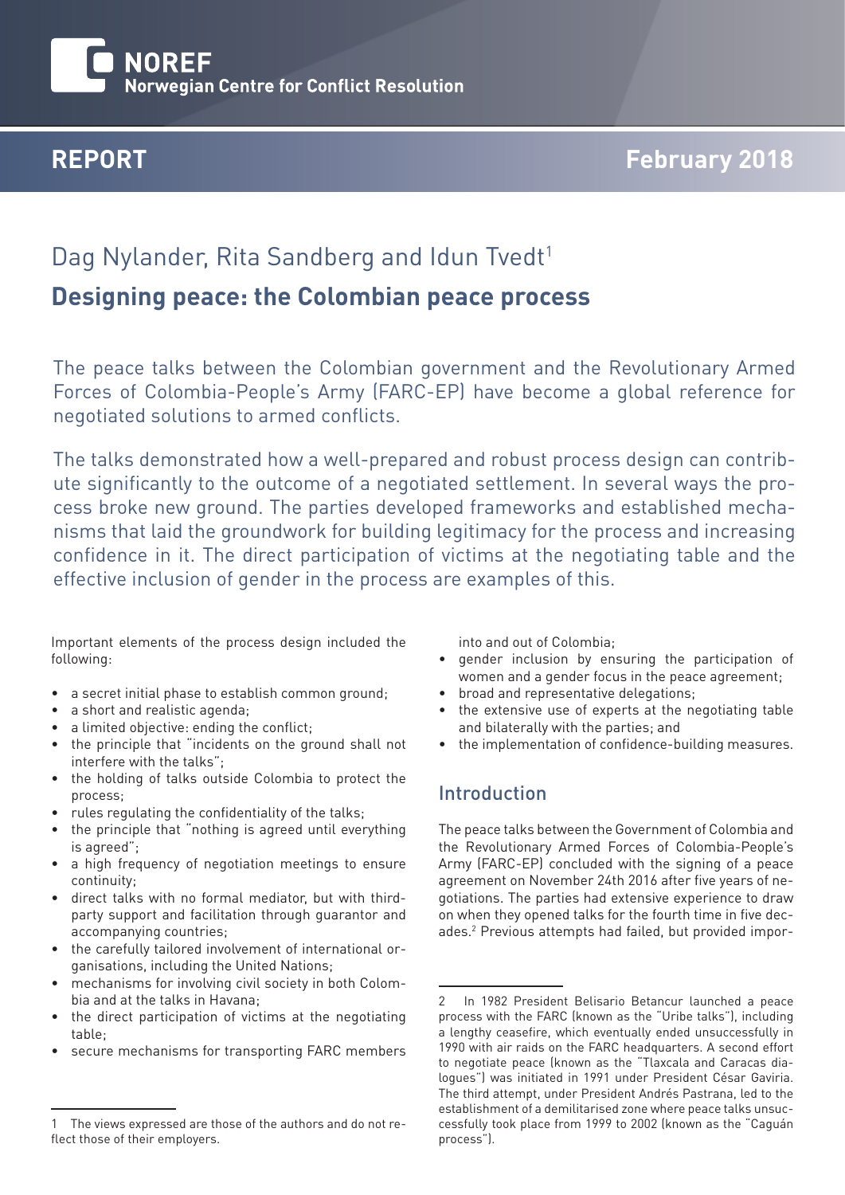NOREF
Norwegian Centre for Conflict Resolution

**REPORT** **February 2018**

Dag Nylander, Rita Sandberg and Idun Tvedt[1]

# Designing peace: the Colombian peace process

The peace talks between the Colombian government and the Revolutionary Armed Forces of Colombia-People's Army (FARC-EP) have become a global reference for negotiated solutions to armed conflicts.

The talks demonstrated how a well-prepared and robust process design can contribute significantly to the outcome of a negotiated settlement. In several ways the process broke new ground. The parties developed frameworks and established mechanisms that laid the groundwork for building legitimacy for the process and increasing confidence in it. The direct participation of victims at the negotiating table and the effective inclusion of gender in the process are examples of this.

Important elements of the process design included the following:

- a secret initial phase to establish common ground;
- a short and realistic agenda;
- a limited objective: ending the conflict;
- the principle that "incidents on the ground shall not interfere with the talks";
- the holding of talks outside Colombia to protect the process;
- rules regulating the confidentiality of the talks;
- the principle that "nothing is agreed until everything is agreed";
- a high frequency of negotiation meetings to ensure continuity;
- direct talks with no formal mediator, but with third-party support and facilitation through guarantor and accompanying countries;
- the carefully tailored involvement of international organisations, including the United Nations;
- mechanisms for involving civil society in both Colombia and at the talks in Havana;
- the direct participation of victims at the negotiating table;
- secure mechanisms for transporting FARC members into and out of Colombia;
- gender inclusion by ensuring the participation of women and a gender focus in the peace agreement;
- broad and representative delegations;
- the extensive use of experts at the negotiating table and bilaterally with the parties; and
- the implementation of confidence-building measures.

## Introduction

The peace talks between the Government of Colombia and the Revolutionary Armed Forces of Colombia-People's Army (FARC-EP) concluded with the signing of a peace agreement on November 24th 2016 after five years of negotiations. The parties had extensive experience to draw on when they opened talks for the fourth time in five decades.[2] Previous attempts had failed, but provided impor-

---

1 The views expressed are those of the authors and do not reflect those of their employers.

2 In 1982 President Belisario Betancur launched a peace process with the FARC (known as the "Uribe talks"), including a lengthy ceasefire, which eventually ended unsuccessfully in 1990 with air raids on the FARC headquarters. A second effort to negotiate peace (known as the "Tlaxcala and Caracas dialogues") was initiated in 1991 under President César Gaviria. The third attempt, under President Andrés Pastrana, led to the establishment of a demilitarised zone where peace talks unsuccessfully took place from 1999 to 2002 (known as the "Caguán process").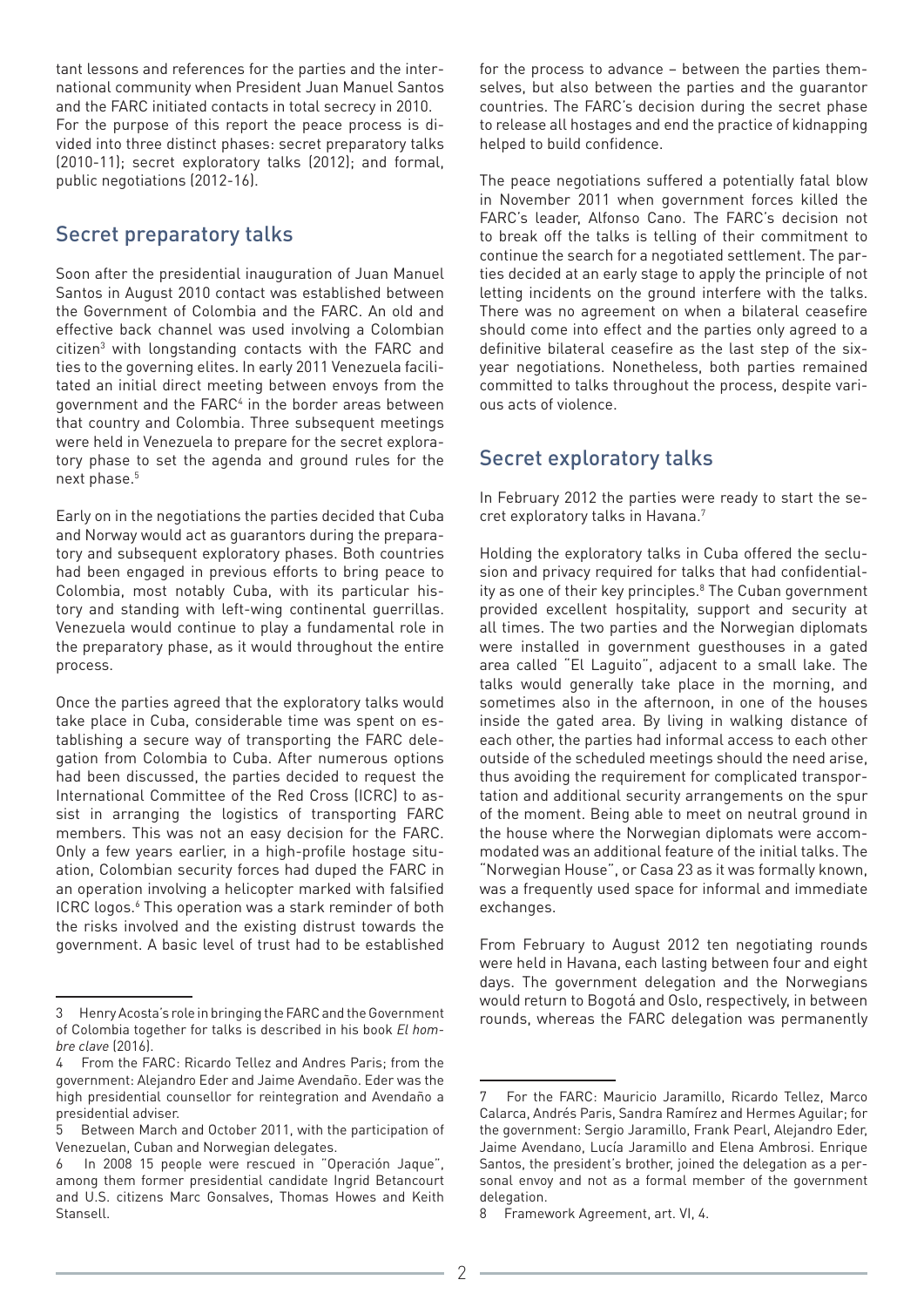tant lessons and references for the parties and the international community when President Juan Manuel Santos and the FARC initiated contacts in total secrecy in 2010.
For the purpose of this report the peace process is divided into three distinct phases: secret preparatory talks (2010-11); secret exploratory talks (2012); and formal, public negotiations (2012-16).

## Secret preparatory talks

Soon after the presidential inauguration of Juan Manuel Santos in August 2010 contact was established between the Government of Colombia and the FARC. An old and effective back channel was used involving a Colombian citizen[3] with longstanding contacts with the FARC and ties to the governing elites. In early 2011 Venezuela facilitated an initial direct meeting between envoys from the government and the FARC[4] in the border areas between that country and Colombia. Three subsequent meetings were held in Venezuela to prepare for the secret exploratory phase to set the agenda and ground rules for the next phase.[5]

Early on in the negotiations the parties decided that Cuba and Norway would act as guarantors during the preparatory and subsequent exploratory phases. Both countries had been engaged in previous efforts to bring peace to Colombia, most notably Cuba, with its particular history and standing with left-wing continental guerrillas. Venezuela would continue to play a fundamental role in the preparatory phase, as it would throughout the entire process.

Once the parties agreed that the exploratory talks would take place in Cuba, considerable time was spent on establishing a secure way of transporting the FARC delegation from Colombia to Cuba. After numerous options had been discussed, the parties decided to request the International Committee of the Red Cross (ICRC) to assist in arranging the logistics of transporting FARC members. This was not an easy decision for the FARC. Only a few years earlier, in a high-profile hostage situation, Colombian security forces had duped the FARC in an operation involving a helicopter marked with falsified ICRC logos.[6] This operation was a stark reminder of both the risks involved and the existing distrust towards the government. A basic level of trust had to be established for the process to advance – between the parties themselves, but also between the parties and the guarantor countries. The FARC's decision during the secret phase to release all hostages and end the practice of kidnapping helped to build confidence.

The peace negotiations suffered a potentially fatal blow in November 2011 when government forces killed the FARC's leader, Alfonso Cano. The FARC's decision not to break off the talks is telling of their commitment to continue the search for a negotiated settlement. The parties decided at an early stage to apply the principle of not letting incidents on the ground interfere with the talks. There was no agreement on when a bilateral ceasefire should come into effect and the parties only agreed to a definitive bilateral ceasefire as the last step of the six-year negotiations. Nonetheless, both parties remained committed to talks throughout the process, despite various acts of violence.

## Secret exploratory talks

In February 2012 the parties were ready to start the secret exploratory talks in Havana.[7]

Holding the exploratory talks in Cuba offered the seclusion and privacy required for talks that had confidentiality as one of their key principles.[8] The Cuban government provided excellent hospitality, support and security at all times. The two parties and the Norwegian diplomats were installed in government guesthouses in a gated area called "El Laguito", adjacent to a small lake. The talks would generally take place in the morning, and sometimes also in the afternoon, in one of the houses inside the gated area. By living in walking distance of each other, the parties had informal access to each other outside of the scheduled meetings should the need arise, thus avoiding the requirement for complicated transportation and additional security arrangements on the spur of the moment. Being able to meet on neutral ground in the house where the Norwegian diplomats were accommodated was an additional feature of the initial talks. The "Norwegian House", or Casa 23 as it was formally known, was a frequently used space for informal and immediate exchanges.

From February to August 2012 ten negotiating rounds were held in Havana, each lasting between four and eight days. The government delegation and the Norwegians would return to Bogotá and Oslo, respectively, in between rounds, whereas the FARC delegation was permanently

---

3 Henry Acosta's role in bringing the FARC and the Government of Colombia together for talks is described in his book *El hombre clave* (2016).

4 From the FARC: Ricardo Tellez and Andres Paris; from the government: Alejandro Eder and Jaime Avendaño. Eder was the high presidential counsellor for reintegration and Avendaño a presidential adviser.

5 Between March and October 2011, with the participation of Venezuelan, Cuban and Norwegian delegates.

6 In 2008 15 people were rescued in "Operación Jaque", among them former presidential candidate Ingrid Betancourt and U.S. citizens Marc Gonsalves, Thomas Howes and Keith Stansell.

7 For the FARC: Mauricio Jaramillo, Ricardo Tellez, Marco Calarca, Andrés Paris, Sandra Ramírez and Hermes Aguilar; for the government: Sergio Jaramillo, Frank Pearl, Alejandro Eder, Jaime Avendano, Lucía Jaramillo and Elena Ambrosi. Enrique Santos, the president's brother, joined the delegation as a personal envoy and not as a formal member of the government delegation.

8 Framework Agreement, art. VI, 4.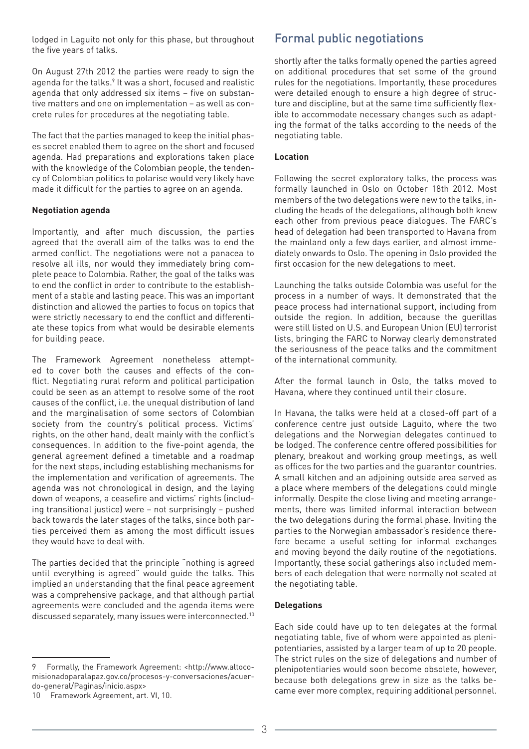lodged in Laguito not only for this phase, but throughout the five years of talks.

On August 27th 2012 the parties were ready to sign the agenda for the talks.[9] It was a short, focused and realistic agenda that only addressed six items – five on substantive matters and one on implementation – as well as concrete rules for procedures at the negotiating table.

The fact that the parties managed to keep the initial phases secret enabled them to agree on the short and focused agenda. Had preparations and explorations taken place with the knowledge of the Colombian people, the tendency of Colombian politics to polarise would very likely have made it difficult for the parties to agree on an agenda.

**Negotiation agenda**

Importantly, and after much discussion, the parties agreed that the overall aim of the talks was to end the armed conflict. The negotiations were not a panacea to resolve all ills, nor would they immediately bring complete peace to Colombia. Rather, the goal of the talks was to end the conflict in order to contribute to the establishment of a stable and lasting peace. This was an important distinction and allowed the parties to focus on topics that were strictly necessary to end the conflict and differentiate these topics from what would be desirable elements for building peace.

The Framework Agreement nonetheless attempted to cover both the causes and effects of the conflict. Negotiating rural reform and political participation could be seen as an attempt to resolve some of the root causes of the conflict, i.e. the unequal distribution of land and the marginalisation of some sectors of Colombian society from the country's political process. Victims' rights, on the other hand, dealt mainly with the conflict's consequences. In addition to the five-point agenda, the general agreement defined a timetable and a roadmap for the next steps, including establishing mechanisms for the implementation and verification of agreements. The agenda was not chronological in design, and the laying down of weapons, a ceasefire and victims' rights (including transitional justice) were – not surprisingly – pushed back towards the later stages of the talks, since both parties perceived them as among the most difficult issues they would have to deal with.

The parties decided that the principle "nothing is agreed until everything is agreed" would guide the talks. This implied an understanding that the final peace agreement was a comprehensive package, and that although partial agreements were concluded and the agenda items were discussed separately, many issues were interconnected.[10]

## Formal public negotiations

Shortly after the talks formally opened the parties agreed on additional procedures that set some of the ground rules for the negotiations. Importantly, these procedures were detailed enough to ensure a high degree of structure and discipline, but at the same time sufficiently flexible to accommodate necessary changes such as adapting the format of the talks according to the needs of the negotiating table.

**Location**

Following the secret exploratory talks, the process was formally launched in Oslo on October 18th 2012. Most members of the two delegations were new to the talks, including the heads of the delegations, although both knew each other from previous peace dialogues. The FARC's head of delegation had been transported to Havana from the mainland only a few days earlier, and almost immediately onwards to Oslo. The opening in Oslo provided the first occasion for the new delegations to meet.

Launching the talks outside Colombia was useful for the process in a number of ways. It demonstrated that the peace process had international support, including from outside the region. In addition, because the guerillas were still listed on U.S. and European Union (EU) terrorist lists, bringing the FARC to Norway clearly demonstrated the seriousness of the peace talks and the commitment of the international community.

After the formal launch in Oslo, the talks moved to Havana, where they continued until their closure.

In Havana, the talks were held at a closed-off part of a conference centre just outside Laguito, where the two delegations and the Norwegian delegates continued to be lodged. The conference centre offered possibilities for plenary, breakout and working group meetings, as well as offices for the two parties and the guarantor countries. A small kitchen and an adjoining outside area served as a place where members of the delegations could mingle informally. Despite the close living and meeting arrangements, there was limited informal interaction between the two delegations during the formal phase. Inviting the parties to the Norwegian ambassador's residence therefore became a useful setting for informal exchanges and moving beyond the daily routine of the negotiations. Importantly, these social gatherings also included members of each delegation that were normally not seated at the negotiating table.

**Delegations**

Each side could have up to ten delegates at the formal negotiating table, five of whom were appointed as plenipotentiaries, assisted by a larger team of up to 20 people. The strict rules on the size of delegations and number of plenipotentiaries would soon become obsolete, however, because both delegations grew in size as the talks became ever more complex, requiring additional personnel.

---

9 Formally, the Framework Agreement: <http://www.altocomisionadoparalapaz.gov.co/procesos-y-conversaciones/acuerdo-general/Paginas/inicio.aspx>

10 Framework Agreement, art. VI, 10.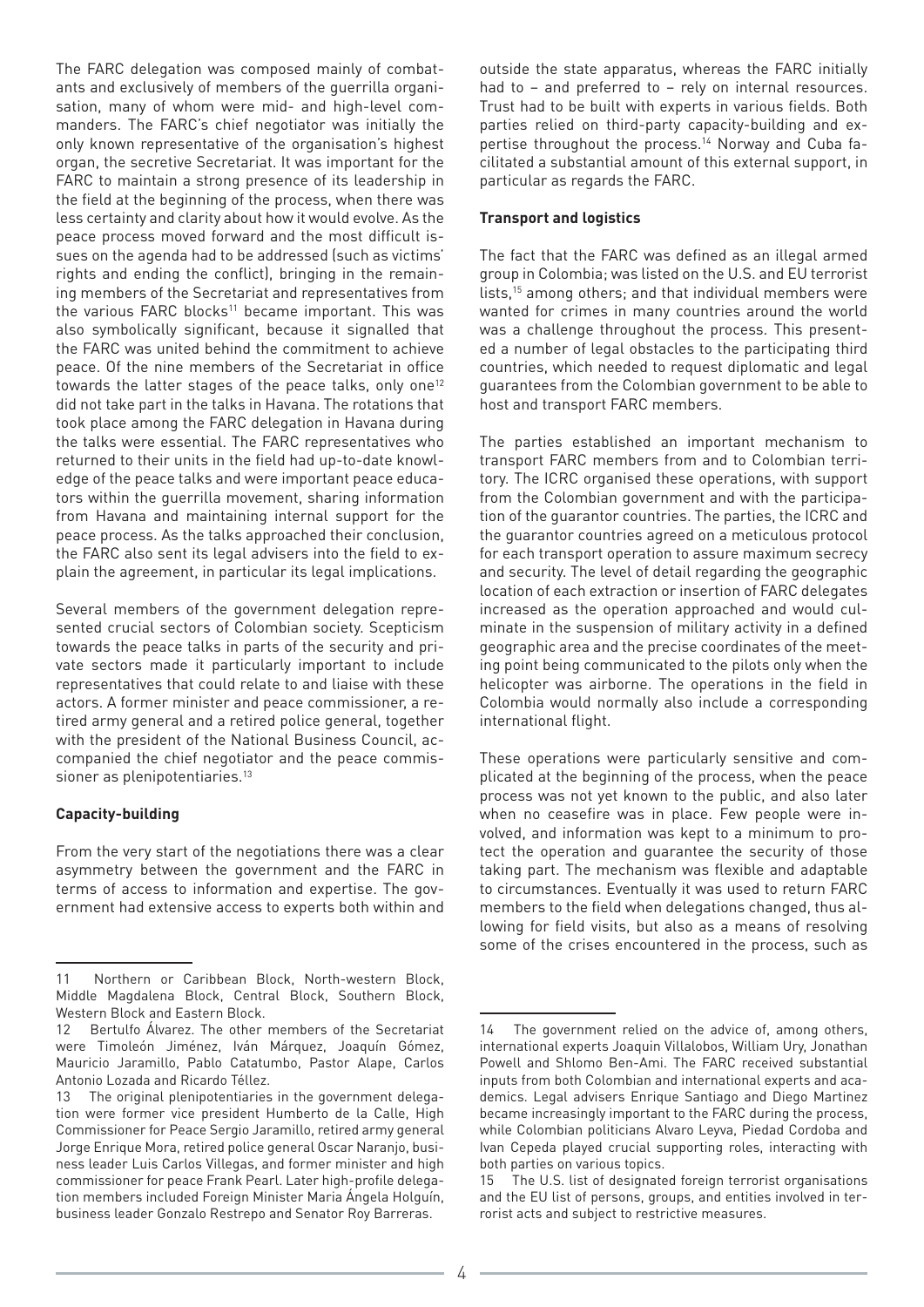The FARC delegation was composed mainly of combatants and exclusively of members of the guerrilla organisation, many of whom were mid- and high-level commanders. The FARC's chief negotiator was initially the only known representative of the organisation's highest organ, the secretive Secretariat. It was important for the FARC to maintain a strong presence of its leadership in the field at the beginning of the process, when there was less certainty and clarity about how it would evolve. As the peace process moved forward and the most difficult issues on the agenda had to be addressed (such as victims' rights and ending the conflict), bringing in the remaining members of the Secretariat and representatives from the various FARC blocks[11] became important. This was also symbolically significant, because it signalled that the FARC was united behind the commitment to achieve peace. Of the nine members of the Secretariat in office towards the latter stages of the peace talks, only one[12] did not take part in the talks in Havana. The rotations that took place among the FARC delegation in Havana during the talks were essential. The FARC representatives who returned to their units in the field had up-to-date knowledge of the peace talks and were important peace educators within the guerrilla movement, sharing information from Havana and maintaining internal support for the peace process. As the talks approached their conclusion, the FARC also sent its legal advisers into the field to explain the agreement, in particular its legal implications.

Several members of the government delegation represented crucial sectors of Colombian society. Scepticism towards the peace talks in parts of the security and private sectors made it particularly important to include representatives that could relate to and liaise with these actors. A former minister and peace commissioner, a retired army general and a retired police general, together with the president of the National Business Council, accompanied the chief negotiator and the peace commissioner as plenipotentiaries.[13]

**Capacity-building**

From the very start of the negotiations there was a clear asymmetry between the government and the FARC in terms of access to information and expertise. The government had extensive access to experts both within and outside the state apparatus, whereas the FARC initially had to – and preferred to – rely on internal resources. Trust had to be built with experts in various fields. Both parties relied on third-party capacity-building and expertise throughout the process.[14] Norway and Cuba facilitated a substantial amount of this external support, in particular as regards the FARC.

**Transport and logistics**

The fact that the FARC was defined as an illegal armed group in Colombia; was listed on the U.S. and EU terrorist lists,[15] among others; and that individual members were wanted for crimes in many countries around the world was a challenge throughout the process. This presented a number of legal obstacles to the participating third countries, which needed to request diplomatic and legal guarantees from the Colombian government to be able to host and transport FARC members.

The parties established an important mechanism to transport FARC members from and to Colombian territory. The ICRC organised these operations, with support from the Colombian government and with the participation of the guarantor countries. The parties, the ICRC and the guarantor countries agreed on a meticulous protocol for each transport operation to assure maximum secrecy and security. The level of detail regarding the geographic location of each extraction or insertion of FARC delegates increased as the operation approached and would culminate in the suspension of military activity in a defined geographic area and the precise coordinates of the meeting point being communicated to the pilots only when the helicopter was airborne. The operations in the field in Colombia would normally also include a corresponding international flight.

These operations were particularly sensitive and complicated at the beginning of the process, when the peace process was not yet known to the public, and also later when no ceasefire was in place. Few people were involved, and information was kept to a minimum to protect the operation and guarantee the security of those taking part. The mechanism was flexible and adaptable to circumstances. Eventually it was used to return FARC members to the field when delegations changed, thus allowing for field visits, but also as a means of resolving some of the crises encountered in the process, such as

---

11 Northern or Caribbean Block, North-western Block, Middle Magdalena Block, Central Block, Southern Block, Western Block and Eastern Block.

12 Bertulfo Álvarez. The other members of the Secretariat were Timoleón Jiménez, Iván Márquez, Joaquín Gómez, Mauricio Jaramillo, Pablo Catatumbo, Pastor Alape, Carlos Antonio Lozada and Ricardo Téllez.

13 The original plenipotentiaries in the government delegation were former vice president Humberto de la Calle, High Commissioner for Peace Sergio Jaramillo, retired army general Jorge Enrique Mora, retired police general Oscar Naranjo, business leader Luis Carlos Villegas, and former minister and high commissioner for peace Frank Pearl. Later high-profile delegation members included Foreign Minister Maria Ángela Holguín, business leader Gonzalo Restrepo and Senator Roy Barreras.

14 The government relied on the advice of, among others, international experts Joaquin Villalobos, William Ury, Jonathan Powell and Shlomo Ben-Ami. The FARC received substantial inputs from both Colombian and international experts and academics. Legal advisers Enrique Santiago and Diego Martinez became increasingly important to the FARC during the process, while Colombian politicians Alvaro Leyva, Piedad Cordoba and Ivan Cepeda played crucial supporting roles, interacting with both parties on various topics.

15 The U.S. list of designated foreign terrorist organisations and the EU list of persons, groups, and entities involved in terrorist acts and subject to restrictive measures.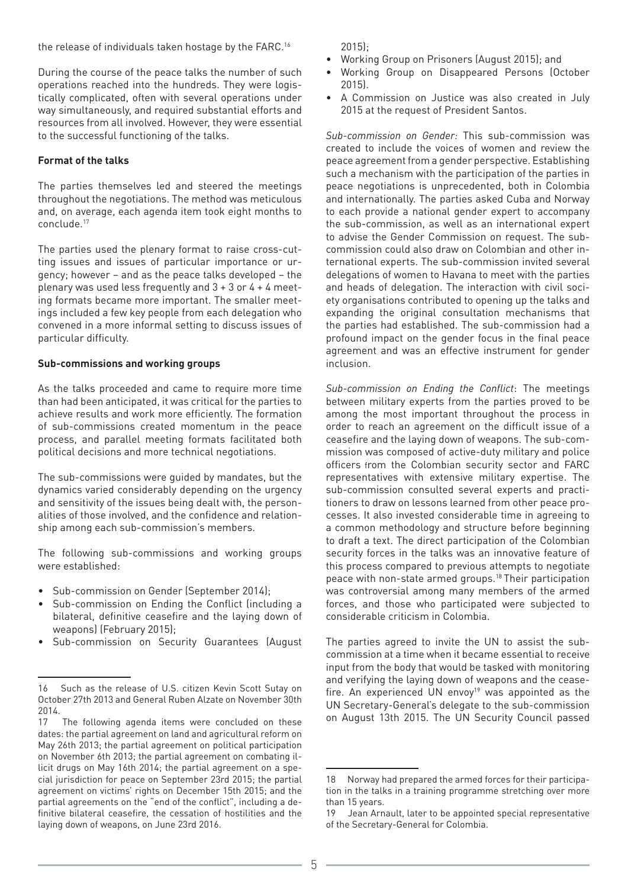the release of individuals taken hostage by the FARC.[16]

During the course of the peace talks the number of such operations reached into the hundreds. They were logistically complicated, often with several operations under way simultaneously, and required substantial efforts and resources from all involved. However, they were essential to the successful functioning of the talks.

**Format of the talks**

The parties themselves led and steered the meetings throughout the negotiations. The method was meticulous and, on average, each agenda item took eight months to conclude.[17]

The parties used the plenary format to raise cross-cutting issues and issues of particular importance or urgency; however – and as the peace talks developed – the plenary was used less frequently and 3 + 3 or 4 + 4 meeting formats became more important. The smaller meetings included a few key people from each delegation who convened in a more informal setting to discuss issues of particular difficulty.

**Sub-commissions and working groups**

As the talks proceeded and came to require more time than had been anticipated, it was critical for the parties to achieve results and work more efficiently. The formation of sub-commissions created momentum in the peace process, and parallel meeting formats facilitated both political decisions and more technical negotiations.

The sub-commissions were guided by mandates, but the dynamics varied considerably depending on the urgency and sensitivity of the issues being dealt with, the personalities of those involved, and the confidence and relationship among each sub-commission's members.

The following sub-commissions and working groups were established:

- Sub-commission on Gender (September 2014);
- Sub-commission on Ending the Conflict (including a bilateral, definitive ceasefire and the laying down of weapons) (February 2015);
- Sub-commission on Security Guarantees (August 2015);
- Working Group on Prisoners (August 2015); and
- Working Group on Disappeared Persons (October 2015).
- A Commission on Justice was also created in July 2015 at the request of President Santos.

*Sub-commission on Gender:* This sub-commission was created to include the voices of women and review the peace agreement from a gender perspective. Establishing such a mechanism with the participation of the parties in peace negotiations is unprecedented, both in Colombia and internationally. The parties asked Cuba and Norway to each provide a national gender expert to accompany the sub-commission, as well as an international expert to advise the Gender Commission on request. The sub-commission could also draw on Colombian and other international experts. The sub-commission invited several delegations of women to Havana to meet with the parties and heads of delegation. The interaction with civil society organisations contributed to opening up the talks and expanding the original consultation mechanisms that the parties had established. The sub-commission had a profound impact on the gender focus in the final peace agreement and was an effective instrument for gender inclusion.

*Sub-commission on Ending the Conflict*: The meetings between military experts from the parties proved to be among the most important throughout the process in order to reach an agreement on the difficult issue of a ceasefire and the laying down of weapons. The sub-commission was composed of active-duty military and police officers from the Colombian security sector and FARC representatives with extensive military expertise. The sub-commission consulted several experts and practitioners to draw on lessons learned from other peace processes. It also invested considerable time in agreeing to a common methodology and structure before beginning to draft a text. The direct participation of the Colombian security forces in the talks was an innovative feature of this process compared to previous attempts to negotiate peace with non-state armed groups.[18] Their participation was controversial among many members of the armed forces, and those who participated were subjected to considerable criticism in Colombia.

The parties agreed to invite the UN to assist the sub-commission at a time when it became essential to receive input from the body that would be tasked with monitoring and verifying the laying down of weapons and the ceasefire. An experienced UN envoy[19] was appointed as the UN Secretary-General's delegate to the sub-commission on August 13th 2015. The UN Security Council passed

---

16 Such as the release of U.S. citizen Kevin Scott Sutay on October 27th 2013 and General Ruben Alzate on November 30th 2014.

17 The following agenda items were concluded on these dates: the partial agreement on land and agricultural reform on May 26th 2013; the partial agreement on political participation on November 6th 2013; the partial agreement on combating illicit drugs on May 16th 2014; the partial agreement on a special jurisdiction for peace on September 23rd 2015; the partial agreement on victims' rights on December 15th 2015; and the partial agreements on the "end of the conflict", including a definitive bilateral ceasefire, the cessation of hostilities and the laying down of weapons, on June 23rd 2016.

18 Norway had prepared the armed forces for their participation in the talks in a training programme stretching over more than 15 years.

19 Jean Arnault, later to be appointed special representative of the Secretary-General for Colombia.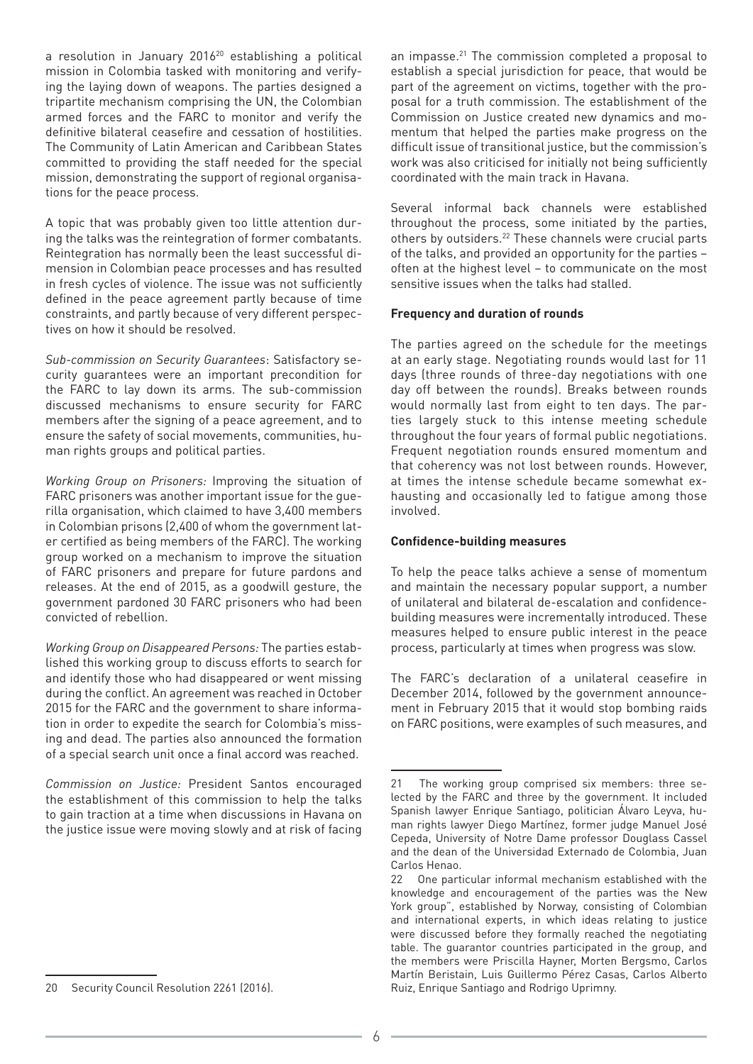a resolution in January 2016[20] establishing a political mission in Colombia tasked with monitoring and verifying the laying down of weapons. The parties designed a tripartite mechanism comprising the UN, the Colombian armed forces and the FARC to monitor and verify the definitive bilateral ceasefire and cessation of hostilities. The Community of Latin American and Caribbean States committed to providing the staff needed for the special mission, demonstrating the support of regional organisations for the peace process.

A topic that was probably given too little attention during the talks was the reintegration of former combatants. Reintegration has normally been the least successful dimension in Colombian peace processes and has resulted in fresh cycles of violence. The issue was not sufficiently defined in the peace agreement partly because of time constraints, and partly because of very different perspectives on how it should be resolved.

*Sub-commission on Security Guarantees*: Satisfactory security guarantees were an important precondition for the FARC to lay down its arms. The sub-commission discussed mechanisms to ensure security for FARC members after the signing of a peace agreement, and to ensure the safety of social movements, communities, human rights groups and political parties.

*Working Group on Prisoners:* Improving the situation of FARC prisoners was another important issue for the guerilla organisation, which claimed to have 3,400 members in Colombian prisons (2,400 of whom the government later certified as being members of the FARC). The working group worked on a mechanism to improve the situation of FARC prisoners and prepare for future pardons and releases. At the end of 2015, as a goodwill gesture, the government pardoned 30 FARC prisoners who had been convicted of rebellion.

*Working Group on Disappeared Persons:* The parties established this working group to discuss efforts to search for and identify those who had disappeared or went missing during the conflict. An agreement was reached in October 2015 for the FARC and the government to share information in order to expedite the search for Colombia's missing and dead. The parties also announced the formation of a special search unit once a final accord was reached.

*Commission on Justice:* President Santos encouraged the establishment of this commission to help the talks to gain traction at a time when discussions in Havana on the justice issue were moving slowly and at risk of facing an impasse.[21] The commission completed a proposal to establish a special jurisdiction for peace, that would be part of the agreement on victims, together with the proposal for a truth commission. The establishment of the Commission on Justice created new dynamics and momentum that helped the parties make progress on the difficult issue of transitional justice, but the commission's work was also criticised for initially not being sufficiently coordinated with the main track in Havana.

Several informal back channels were established throughout the process, some initiated by the parties, others by outsiders.[22] These channels were crucial parts of the talks, and provided an opportunity for the parties – often at the highest level – to communicate on the most sensitive issues when the talks had stalled.

**Frequency and duration of rounds**

The parties agreed on the schedule for the meetings at an early stage. Negotiating rounds would last for 11 days (three rounds of three-day negotiations with one day off between the rounds). Breaks between rounds would normally last from eight to ten days. The parties largely stuck to this intense meeting schedule throughout the four years of formal public negotiations. Frequent negotiation rounds ensured momentum and that coherency was not lost between rounds. However, at times the intense schedule became somewhat exhausting and occasionally led to fatigue among those involved.

**Confidence-building measures**

To help the peace talks achieve a sense of momentum and maintain the necessary popular support, a number of unilateral and bilateral de-escalation and confidence-building measures were incrementally introduced. These measures helped to ensure public interest in the peace process, particularly at times when progress was slow.

The FARC's declaration of a unilateral ceasefire in December 2014, followed by the government announcement in February 2015 that it would stop bombing raids on FARC positions, were examples of such measures, and

---

20 Security Council Resolution 2261 (2016).

21 The working group comprised six members: three selected by the FARC and three by the government. It included Spanish lawyer Enrique Santiago, politician Álvaro Leyva, human rights lawyer Diego Martínez, former judge Manuel José Cepeda, University of Notre Dame professor Douglass Cassel and the dean of the Universidad Externado de Colombia, Juan Carlos Henao.

22 One particular informal mechanism established with the knowledge and encouragement of the parties was the New York group", established by Norway, consisting of Colombian and international experts, in which ideas relating to justice were discussed before they formally reached the negotiating table. The guarantor countries participated in the group, and the members were Priscilla Hayner, Morten Bergsmo, Carlos Martín Beristain, Luis Guillermo Pérez Casas, Carlos Alberto Ruiz, Enrique Santiago and Rodrigo Uprimny.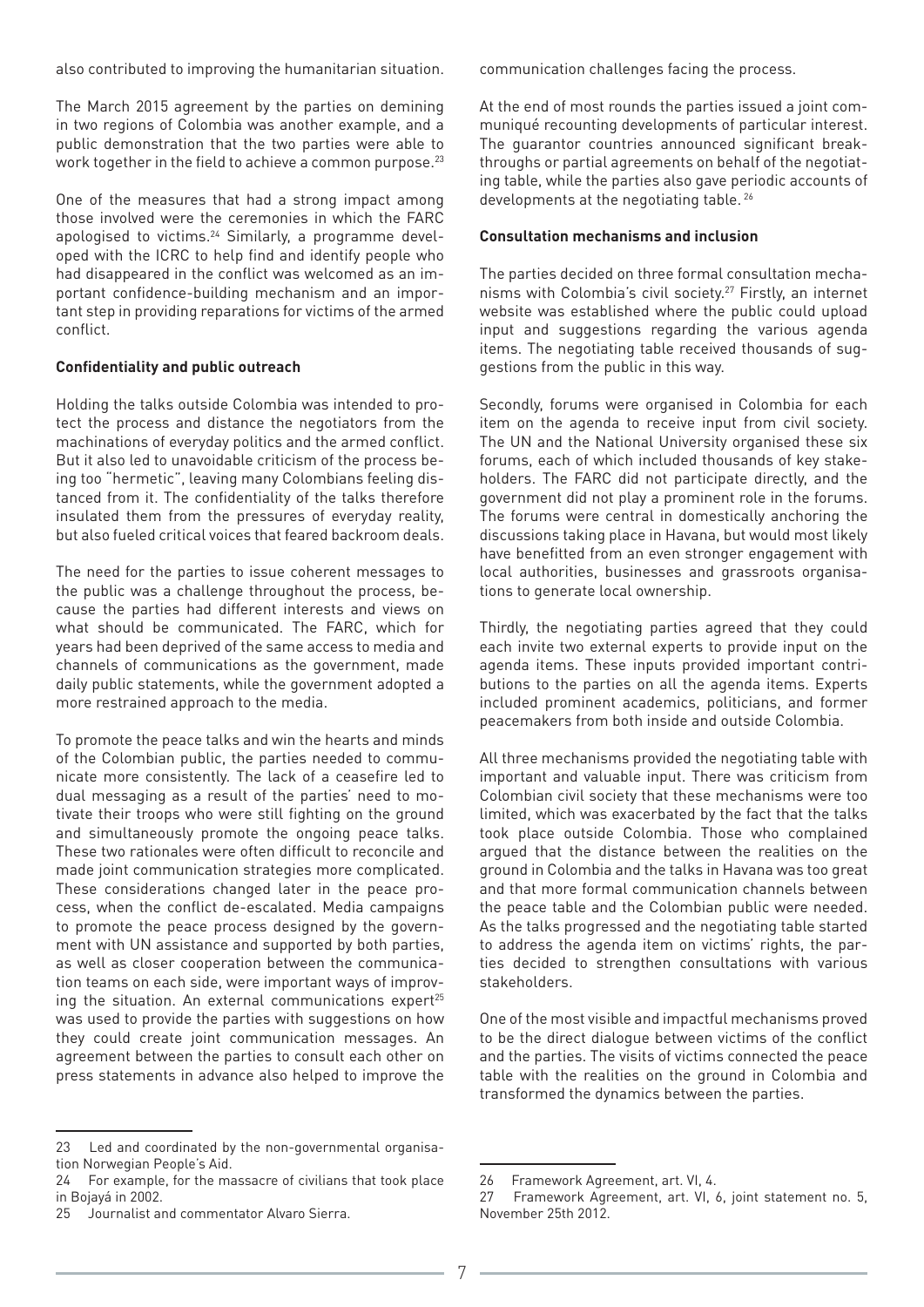also contributed to improving the humanitarian situation.

The March 2015 agreement by the parties on demining in two regions of Colombia was another example, and a public demonstration that the two parties were able to work together in the field to achieve a common purpose.[23]

One of the measures that had a strong impact among those involved were the ceremonies in which the FARC apologised to victims.[24] Similarly, a programme developed with the ICRC to help find and identify people who had disappeared in the conflict was welcomed as an important confidence-building mechanism and an important step in providing reparations for victims of the armed conflict.

**Confidentiality and public outreach**

Holding the talks outside Colombia was intended to protect the process and distance the negotiators from the machinations of everyday politics and the armed conflict. But it also led to unavoidable criticism of the process being too "hermetic", leaving many Colombians feeling distanced from it. The confidentiality of the talks therefore insulated them from the pressures of everyday reality, but also fueled critical voices that feared backroom deals.

The need for the parties to issue coherent messages to the public was a challenge throughout the process, because the parties had different interests and views on what should be communicated. The FARC, which for years had been deprived of the same access to media and channels of communications as the government, made daily public statements, while the government adopted a more restrained approach to the media.

To promote the peace talks and win the hearts and minds of the Colombian public, the parties needed to communicate more consistently. The lack of a ceasefire led to dual messaging as a result of the parties' need to motivate their troops who were still fighting on the ground and simultaneously promote the ongoing peace talks. These two rationales were often difficult to reconcile and made joint communication strategies more complicated. These considerations changed later in the peace process, when the conflict de-escalated. Media campaigns to promote the peace process designed by the government with UN assistance and supported by both parties, as well as closer cooperation between the communication teams on each side, were important ways of improving the situation. An external communications expert[25] was used to provide the parties with suggestions on how they could create joint communication messages. An agreement between the parties to consult each other on press statements in advance also helped to improve the communication challenges facing the process.

At the end of most rounds the parties issued a joint communiqué recounting developments of particular interest. The guarantor countries announced significant breakthroughs or partial agreements on behalf of the negotiating table, while the parties also gave periodic accounts of developments at the negotiating table.[26]

**Consultation mechanisms and inclusion**

The parties decided on three formal consultation mechanisms with Colombia's civil society.[27] Firstly, an internet website was established where the public could upload input and suggestions regarding the various agenda items. The negotiating table received thousands of suggestions from the public in this way.

Secondly, forums were organised in Colombia for each item on the agenda to receive input from civil society. The UN and the National University organised these six forums, each of which included thousands of key stakeholders. The FARC did not participate directly, and the government did not play a prominent role in the forums. The forums were central in domestically anchoring the discussions taking place in Havana, but would most likely have benefitted from an even stronger engagement with local authorities, businesses and grassroots organisations to generate local ownership.

Thirdly, the negotiating parties agreed that they could each invite two external experts to provide input on the agenda items. These inputs provided important contributions to the parties on all the agenda items. Experts included prominent academics, politicians, and former peacemakers from both inside and outside Colombia.

All three mechanisms provided the negotiating table with important and valuable input. There was criticism from Colombian civil society that these mechanisms were too limited, which was exacerbated by the fact that the talks took place outside Colombia. Those who complained argued that the distance between the realities on the ground in Colombia and the talks in Havana was too great and that more formal communication channels between the peace table and the Colombian public were needed. As the talks progressed and the negotiating table started to address the agenda item on victims' rights, the parties decided to strengthen consultations with various stakeholders.

One of the most visible and impactful mechanisms proved to be the direct dialogue between victims of the conflict and the parties. The visits of victims connected the peace table with the realities on the ground in Colombia and transformed the dynamics between the parties.

---

23 Led and coordinated by the non-governmental organisation Norwegian People's Aid.

24 For example, for the massacre of civilians that took place in Bojayá in 2002.

25 Journalist and commentator Alvaro Sierra.

26 Framework Agreement, art. VI, 4.

27 Framework Agreement, art. VI, 6, joint statement no. 5, November 25th 2012.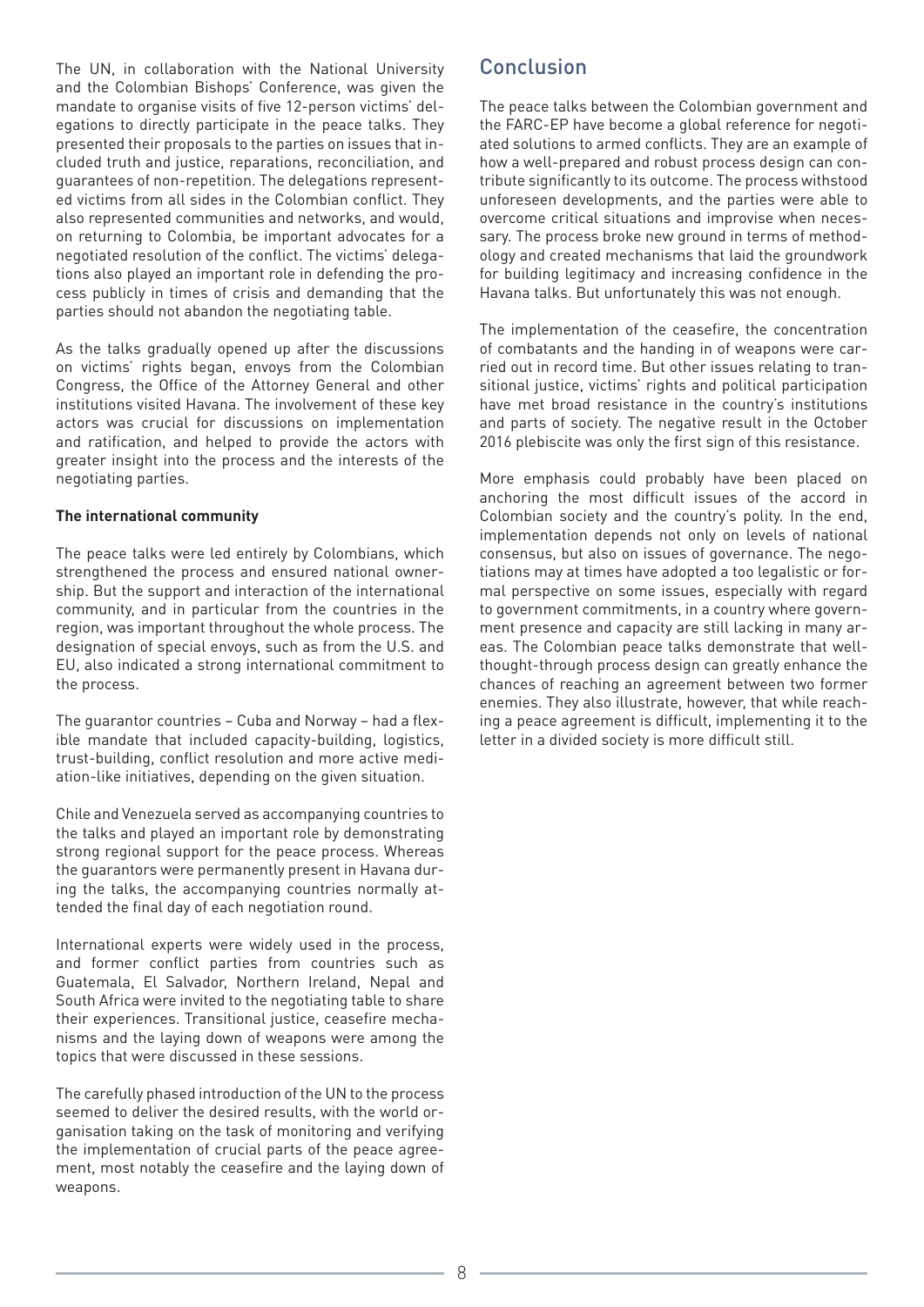The UN, in collaboration with the National University and the Colombian Bishops' Conference, was given the mandate to organise visits of five 12-person victims' delegations to directly participate in the peace talks. They presented their proposals to the parties on issues that included truth and justice, reparations, reconciliation, and guarantees of non-repetition. The delegations represented victims from all sides in the Colombian conflict. They also represented communities and networks, and would, on returning to Colombia, be important advocates for a negotiated resolution of the conflict. The victims' delegations also played an important role in defending the process publicly in times of crisis and demanding that the parties should not abandon the negotiating table.

As the talks gradually opened up after the discussions on victims' rights began, envoys from the Colombian Congress, the Office of the Attorney General and other institutions visited Havana. The involvement of these key actors was crucial for discussions on implementation and ratification, and helped to provide the actors with greater insight into the process and the interests of the negotiating parties.

**The international community**

The peace talks were led entirely by Colombians, which strengthened the process and ensured national ownership. But the support and interaction of the international community, and in particular from the countries in the region, was important throughout the whole process. The designation of special envoys, such as from the U.S. and EU, also indicated a strong international commitment to the process.

The guarantor countries – Cuba and Norway – had a flexible mandate that included capacity-building, logistics, trust-building, conflict resolution and more active mediation-like initiatives, depending on the given situation.

Chile and Venezuela served as accompanying countries to the talks and played an important role by demonstrating strong regional support for the peace process. Whereas the guarantors were permanently present in Havana during the talks, the accompanying countries normally attended the final day of each negotiation round.

International experts were widely used in the process, and former conflict parties from countries such as Guatemala, El Salvador, Northern Ireland, Nepal and South Africa were invited to the negotiating table to share their experiences. Transitional justice, ceasefire mechanisms and the laying down of weapons were among the topics that were discussed in these sessions.

The carefully phased introduction of the UN to the process seemed to deliver the desired results, with the world organisation taking on the task of monitoring and verifying the implementation of crucial parts of the peace agreement, most notably the ceasefire and the laying down of weapons.

## Conclusion

The peace talks between the Colombian government and the FARC-EP have become a global reference for negotiated solutions to armed conflicts. They are an example of how a well-prepared and robust process design can contribute significantly to its outcome. The process withstood unforeseen developments, and the parties were able to overcome critical situations and improvise when necessary. The process broke new ground in terms of methodology and created mechanisms that laid the groundwork for building legitimacy and increasing confidence in the Havana talks. But unfortunately this was not enough.

The implementation of the ceasefire, the concentration of combatants and the handing in of weapons were carried out in record time. But other issues relating to transitional justice, victims' rights and political participation have met broad resistance in the country's institutions and parts of society. The negative result in the October 2016 plebiscite was only the first sign of this resistance.

More emphasis could probably have been placed on anchoring the most difficult issues of the accord in Colombian society and the country's polity. In the end, implementation depends not only on levels of national consensus, but also on issues of governance. The negotiations may at times have adopted a too legalistic or formal perspective on some issues, especially with regard to government commitments, in a country where government presence and capacity are still lacking in many areas. The Colombian peace talks demonstrate that well-thought-through process design can greatly enhance the chances of reaching an agreement between two former enemies. They also illustrate, however, that while reaching a peace agreement is difficult, implementing it to the letter in a divided society is more difficult still.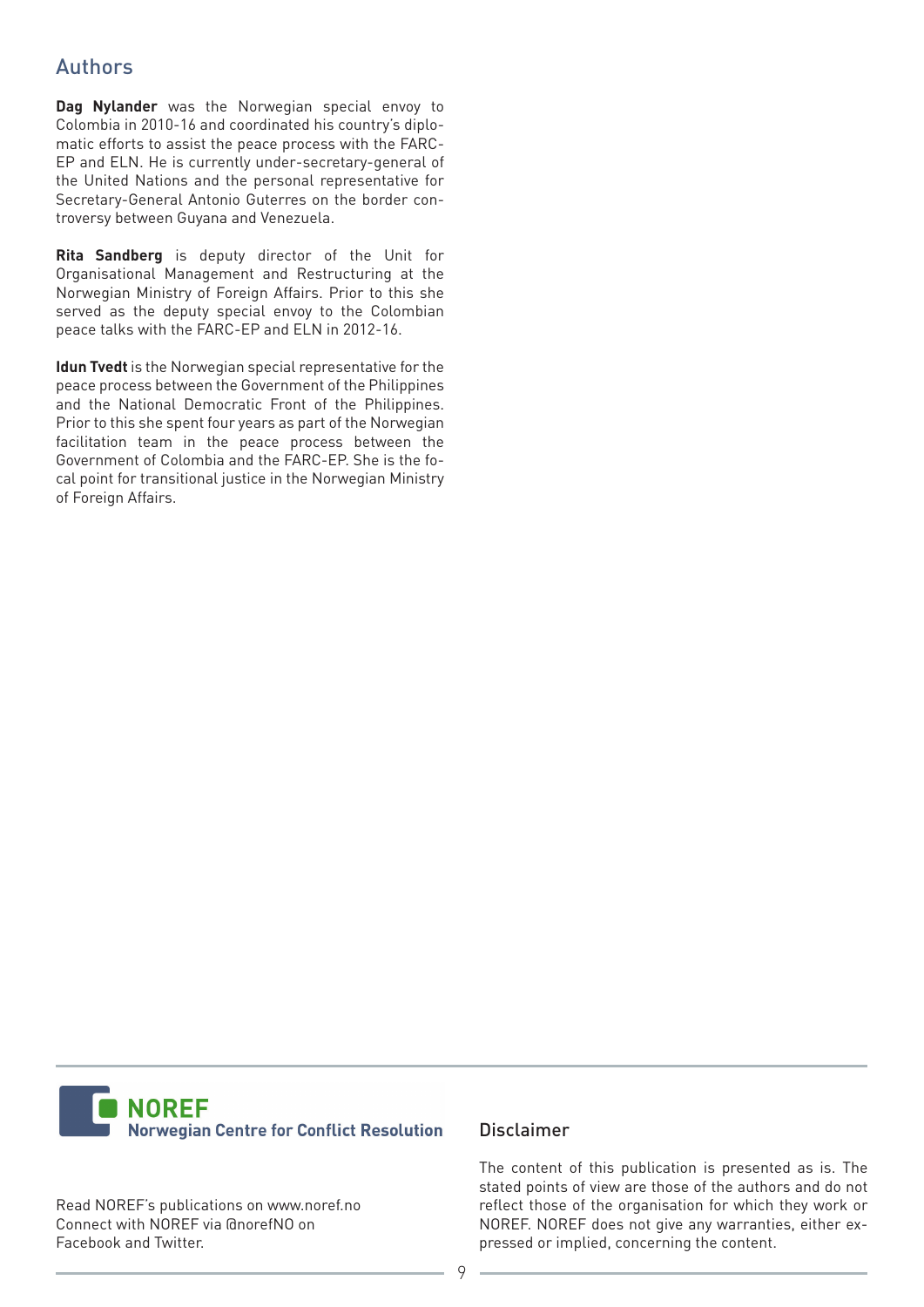## Authors

**Dag Nylander** was the Norwegian special envoy to Colombia in 2010-16 and coordinated his country's diplomatic efforts to assist the peace process with the FARC-EP and ELN. He is currently under-secretary-general of the United Nations and the personal representative for Secretary-General Antonio Guterres on the border controversy between Guyana and Venezuela.

**Rita Sandberg** is deputy director of the Unit for Organisational Management and Restructuring at the Norwegian Ministry of Foreign Affairs. Prior to this she served as the deputy special envoy to the Colombian peace talks with the FARC-EP and ELN in 2012-16.

**Idun Tvedt** is the Norwegian special representative for the peace process between the Government of the Philippines and the National Democratic Front of the Philippines. Prior to this she spent four years as part of the Norwegian facilitation team in the peace process between the Government of Colombia and the FARC-EP. She is the focal point for transitional justice in the Norwegian Ministry of Foreign Affairs.

**NOREF**
**Norwegian Centre for Conflict Resolution**

Read NOREF's publications on www.noref.no
Connect with NOREF via @norefNO on Facebook and Twitter.

### Disclaimer

The content of this publication is presented as is. The stated points of view are those of the authors and do not reflect those of the organisation for which they work or NOREF. NOREF does not give any warranties, either expressed or implied, concerning the content.